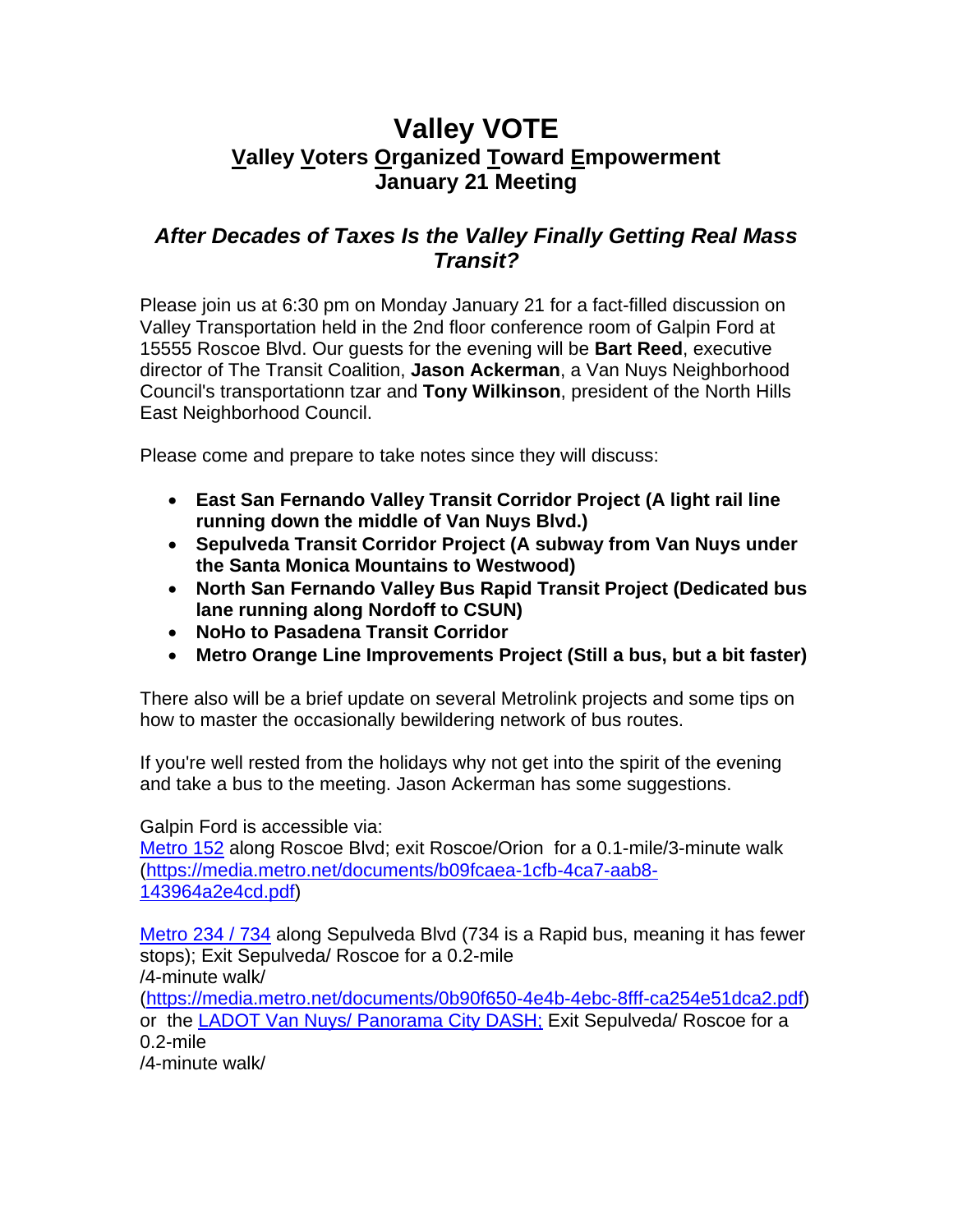# Valley VOTE

## Valley Voters Organized Toward Empowerment
## January 21 Meeting

### *After Decades of Taxes Is the Valley Finally Getting Real Mass Transit?*

Please join us at 6:30 pm on Monday January 21 for a fact-filled discussion on Valley Transportation held in the 2nd floor conference room of Galpin Ford at 15555 Roscoe Blvd. Our guests for the evening will be **Bart Reed**, executive director of The Transit Coalition, **Jason Ackerman**, a Van Nuys Neighborhood Council's transportationn tzar and **Tony Wilkinson**, president of the North Hills East Neighborhood Council.

Please come and prepare to take notes since they will discuss:

- **East San Fernando Valley Transit Corridor Project (A light rail line running down the middle of Van Nuys Blvd.)**
- **Sepulveda Transit Corridor Project (A subway from Van Nuys under the Santa Monica Mountains to Westwood)**
- **North San Fernando Valley Bus Rapid Transit Project (Dedicated bus lane running along Nordoff to CSUN)**
- **NoHo to Pasadena Transit Corridor**
- **Metro Orange Line Improvements Project (Still a bus, but a bit faster)**

There also will be a brief update on several Metrolink projects and some tips on how to master the occasionally bewildering network of bus routes.

If you're well rested from the holidays why not get into the spirit of the evening and take a bus to the meeting. Jason Ackerman has some suggestions.

Galpin Ford is accessible via:
Metro 152 along Roscoe Blvd; exit Roscoe/Orion for a 0.1-mile/3-minute walk (https://media.metro.net/documents/b09fcaea-1cfb-4ca7-aab8-143964a2e4cd.pdf)

Metro 234 / 734 along Sepulveda Blvd (734 is a Rapid bus, meaning it has fewer stops); Exit Sepulveda/ Roscoe for a 0.2-mile /4-minute walk/ (https://media.metro.net/documents/0b90f650-4e4b-4ebc-8fff-ca254e51dca2.pdf) or the LADOT Van Nuys/ Panorama City DASH; Exit Sepulveda/ Roscoe for a 0.2-mile /4-minute walk/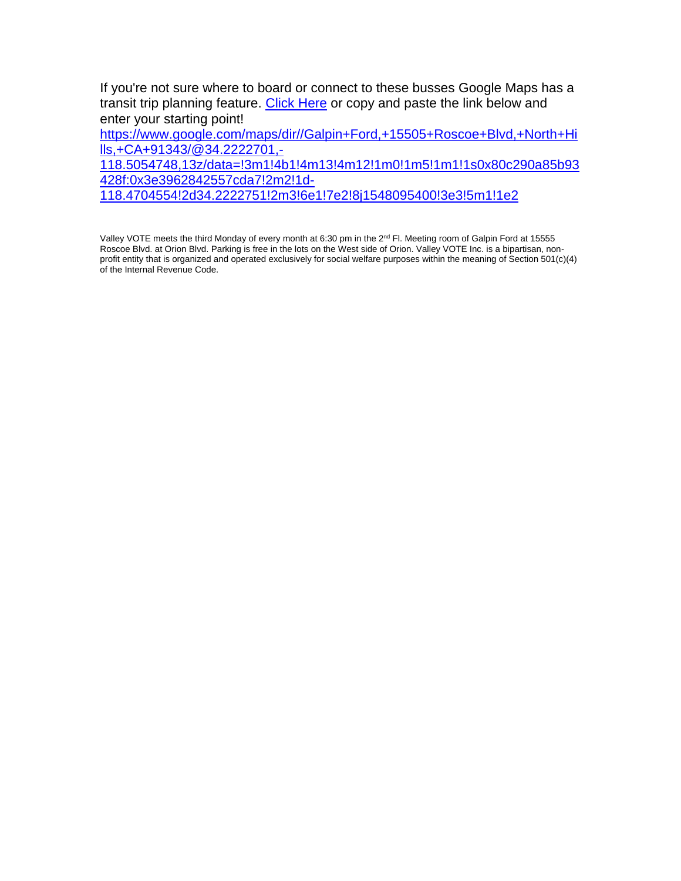If you're not sure where to board or connect to these busses Google Maps has a transit trip planning feature. Click Here or copy and paste the link below and enter your starting point!

https://www.google.com/maps/dir//Galpin+Ford,+15505+Roscoe+Blvd,+North+Hills,+CA+91343/@34.2222701,-118.5054748,13z/data=!3m1!4b1!4m13!4m12!1m0!1m5!1m1!1s0x80c290a85b93428f:0x3e3962842557cda7!2m2!1d-118.4704554!2d34.2222751!2m3!6e1!7e2!8j1548095400!3e3!5m1!1e2

Valley VOTE meets the third Monday of every month at 6:30 pm in the 2nd Fl. Meeting room of Galpin Ford at 15555 Roscoe Blvd. at Orion Blvd. Parking is free in the lots on the West side of Orion. Valley VOTE Inc. is a bipartisan, non-profit entity that is organized and operated exclusively for social welfare purposes within the meaning of Section 501(c)(4) of the Internal Revenue Code.